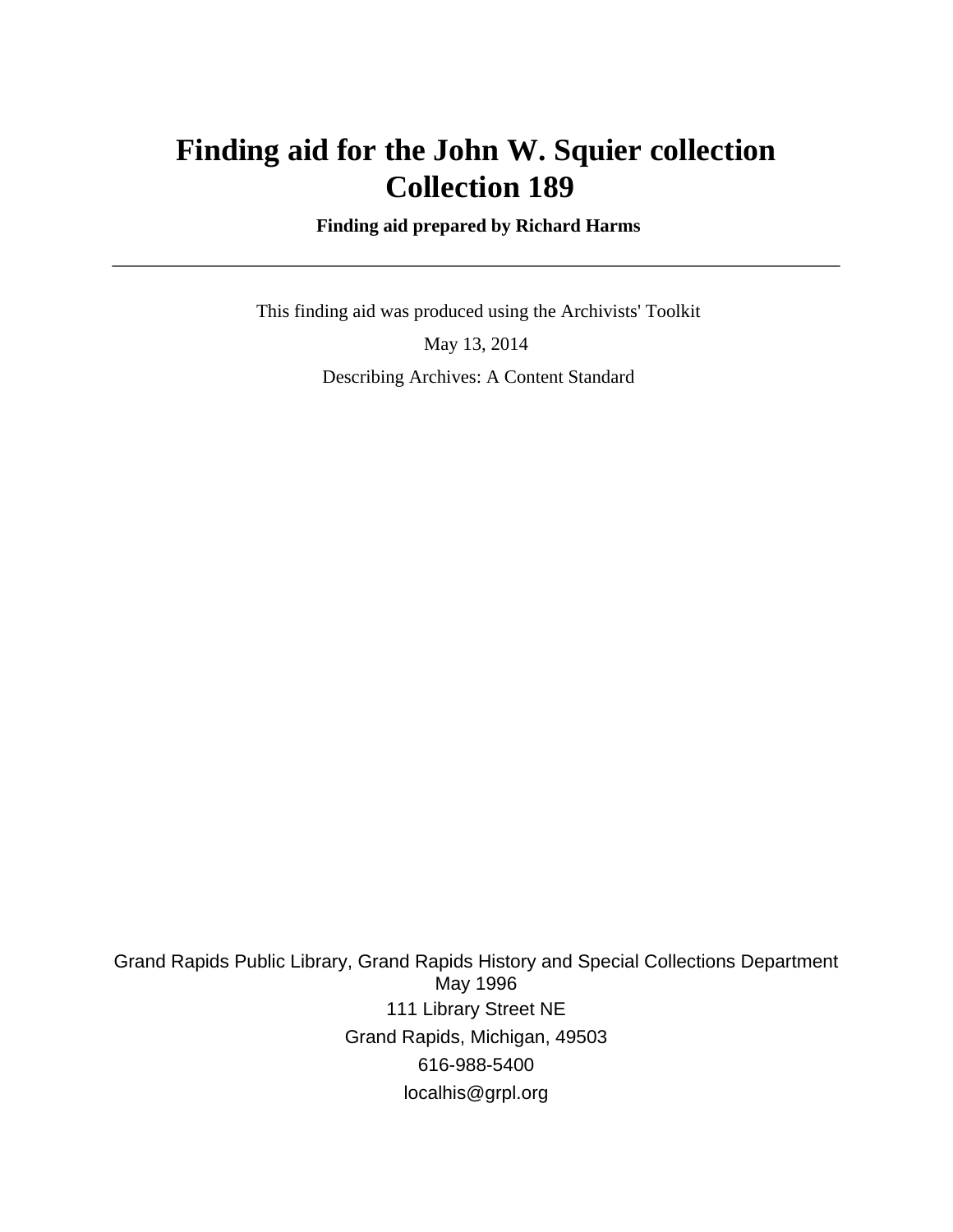# Finding aid for the John W. Squier collection
# Collection 189

**Finding aid prepared by Richard Harms**

---

This finding aid was produced using the Archivists' Toolkit

May 13, 2014

Describing Archives: A Content Standard

Grand Rapids Public Library, Grand Rapids History and Special Collections Department
May 1996
111 Library Street NE
Grand Rapids, Michigan, 49503
616-988-5400
localhis@grpl.org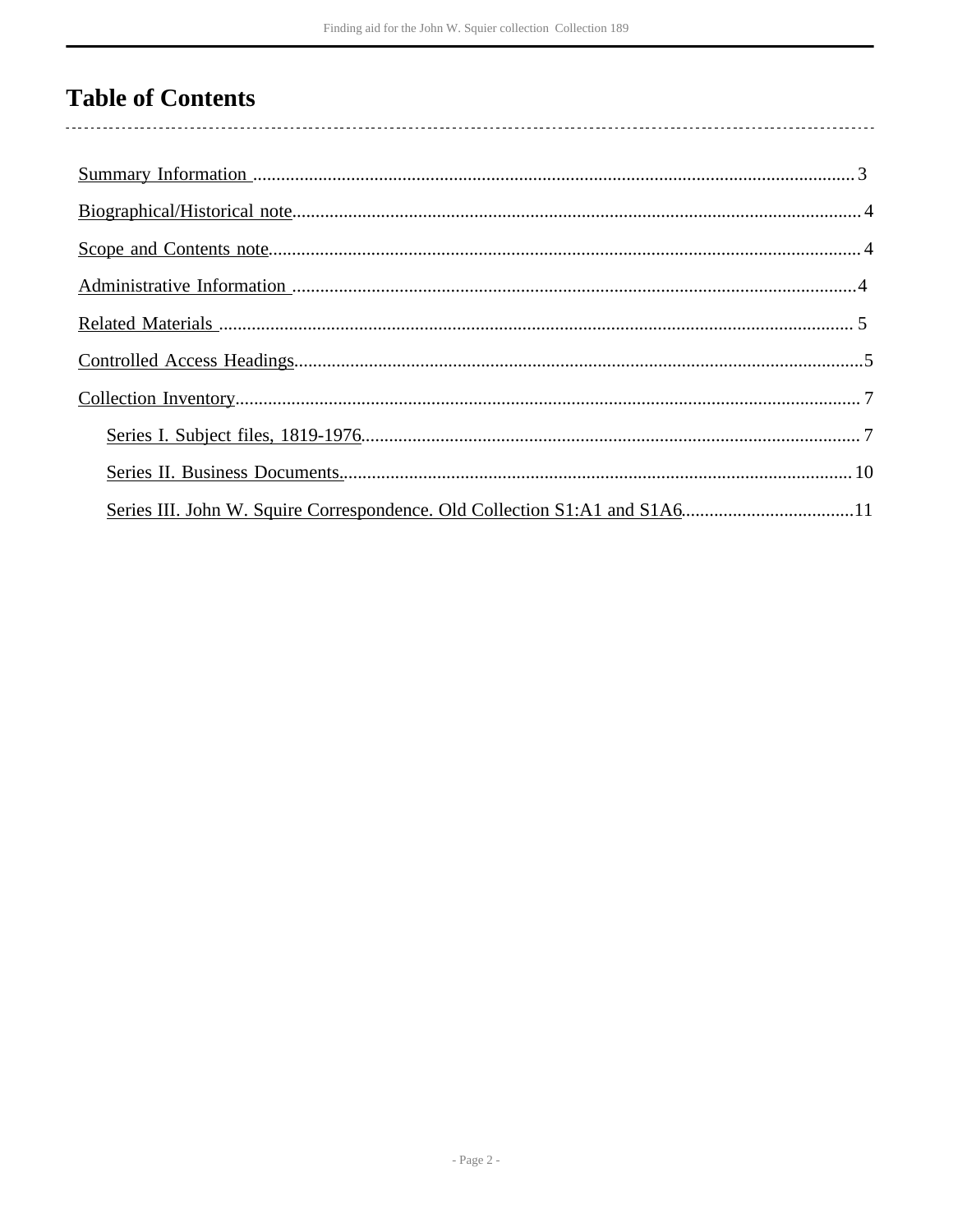# Table of Contents

- Summary Information ................................................................ 3
- Biographical/Historical note................................................................ 4
- Scope and Contents note................................................................ 4
- Administrative Information ................................................................ 4
- Related Materials ................................................................ 5
- Controlled Access Headings................................................................ 5
- Collection Inventory................................................................ 7
  - Series I. Subject files, 1819-1976................................................................ 7
  - Series II. Business Documents................................................................ 10
  - Series III. John W. Squire Correspondence. Old Collection S1:A1 and S1A6................................ 11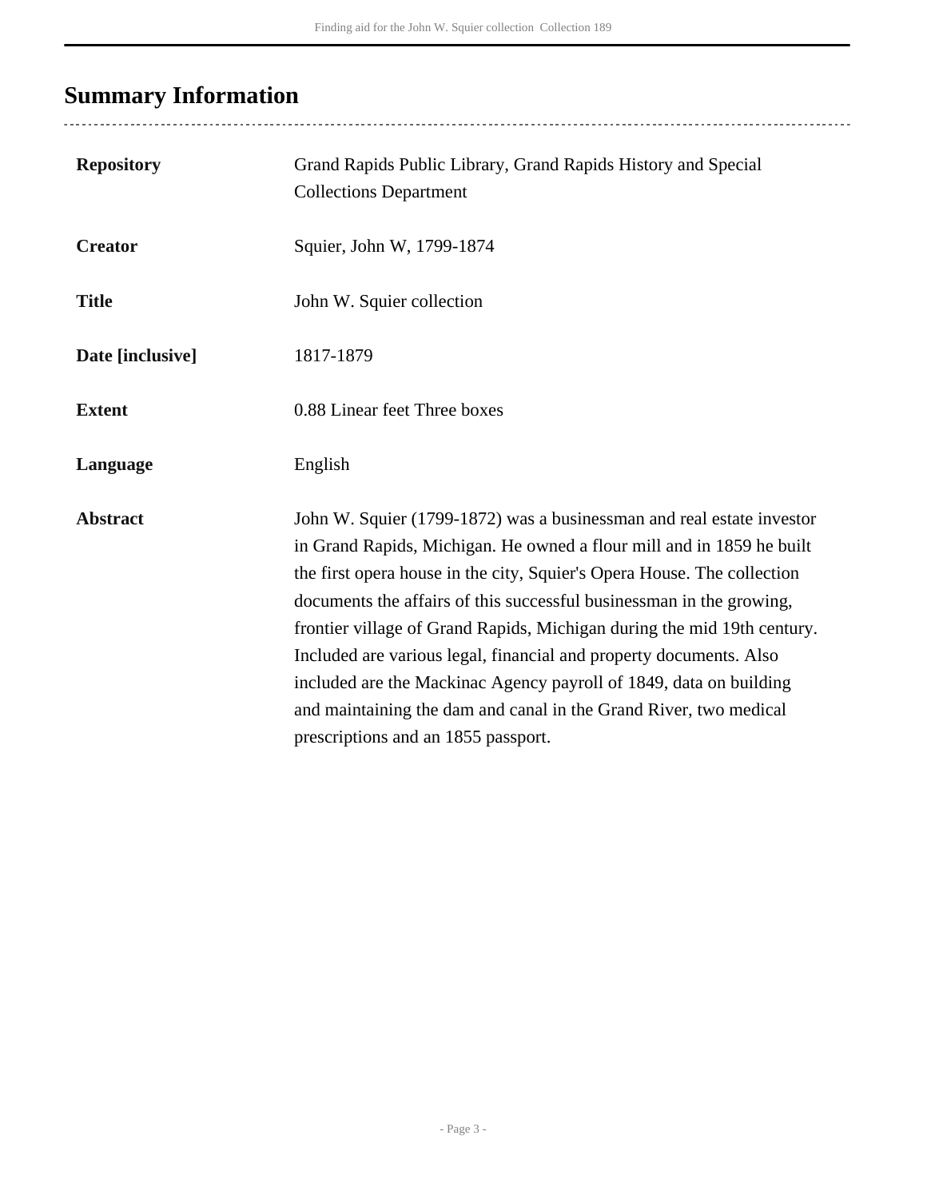## Summary Information

| | |
|---|---|
| **Repository** | Grand Rapids Public Library, Grand Rapids History and Special Collections Department |
| **Creator** | Squier, John W, 1799-1874 |
| **Title** | John W. Squier collection |
| **Date [inclusive]** | 1817-1879 |
| **Extent** | 0.88 Linear feet Three boxes |
| **Language** | English |
| **Abstract** | John W. Squier (1799-1872) was a businessman and real estate investor in Grand Rapids, Michigan. He owned a flour mill and in 1859 he built the first opera house in the city, Squier's Opera House. The collection documents the affairs of this successful businessman in the growing, frontier village of Grand Rapids, Michigan during the mid 19th century. Included are various legal, financial and property documents. Also included are the Mackinac Agency payroll of 1849, data on building and maintaining the dam and canal in the Grand River, two medical prescriptions and an 1855 passport. |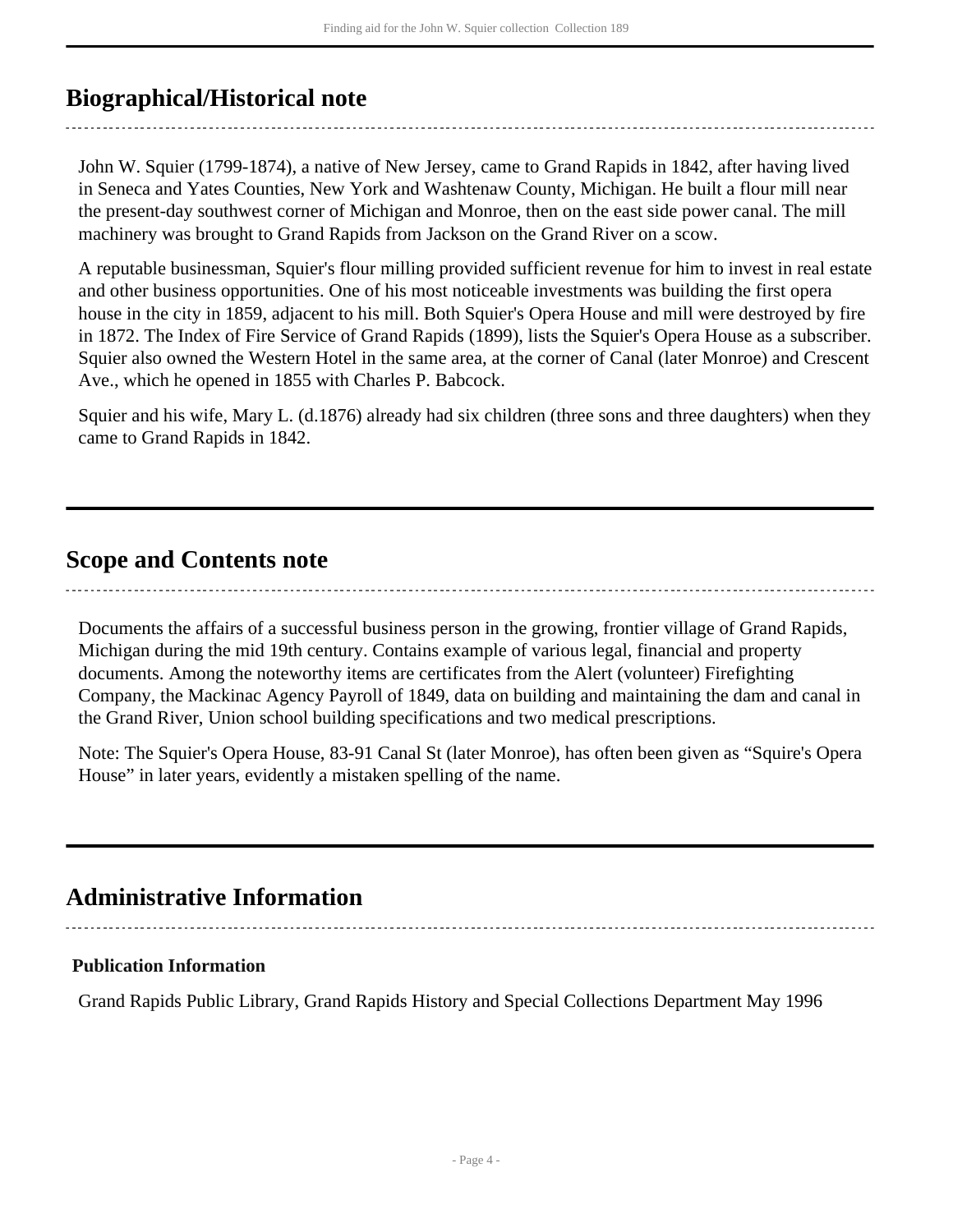## Biographical/Historical note

John W. Squier (1799-1874), a native of New Jersey, came to Grand Rapids in 1842, after having lived in Seneca and Yates Counties, New York and Washtenaw County, Michigan. He built a flour mill near the present-day southwest corner of Michigan and Monroe, then on the east side power canal. The mill machinery was brought to Grand Rapids from Jackson on the Grand River on a scow.

A reputable businessman, Squier's flour milling provided sufficient revenue for him to invest in real estate and other business opportunities. One of his most noticeable investments was building the first opera house in the city in 1859, adjacent to his mill. Both Squier's Opera House and mill were destroyed by fire in 1872. The Index of Fire Service of Grand Rapids (1899), lists the Squier's Opera House as a subscriber. Squier also owned the Western Hotel in the same area, at the corner of Canal (later Monroe) and Crescent Ave., which he opened in 1855 with Charles P. Babcock.

Squier and his wife, Mary L. (d.1876) already had six children (three sons and three daughters) when they came to Grand Rapids in 1842.

## Scope and Contents note

Documents the affairs of a successful business person in the growing, frontier village of Grand Rapids, Michigan during the mid 19th century. Contains example of various legal, financial and property documents. Among the noteworthy items are certificates from the Alert (volunteer) Firefighting Company, the Mackinac Agency Payroll of 1849, data on building and maintaining the dam and canal in the Grand River, Union school building specifications and two medical prescriptions.

Note: The Squier's Opera House, 83-91 Canal St (later Monroe), has often been given as "Squire's Opera House" in later years, evidently a mistaken spelling of the name.

## Administrative Information

### Publication Information

Grand Rapids Public Library, Grand Rapids History and Special Collections Department May 1996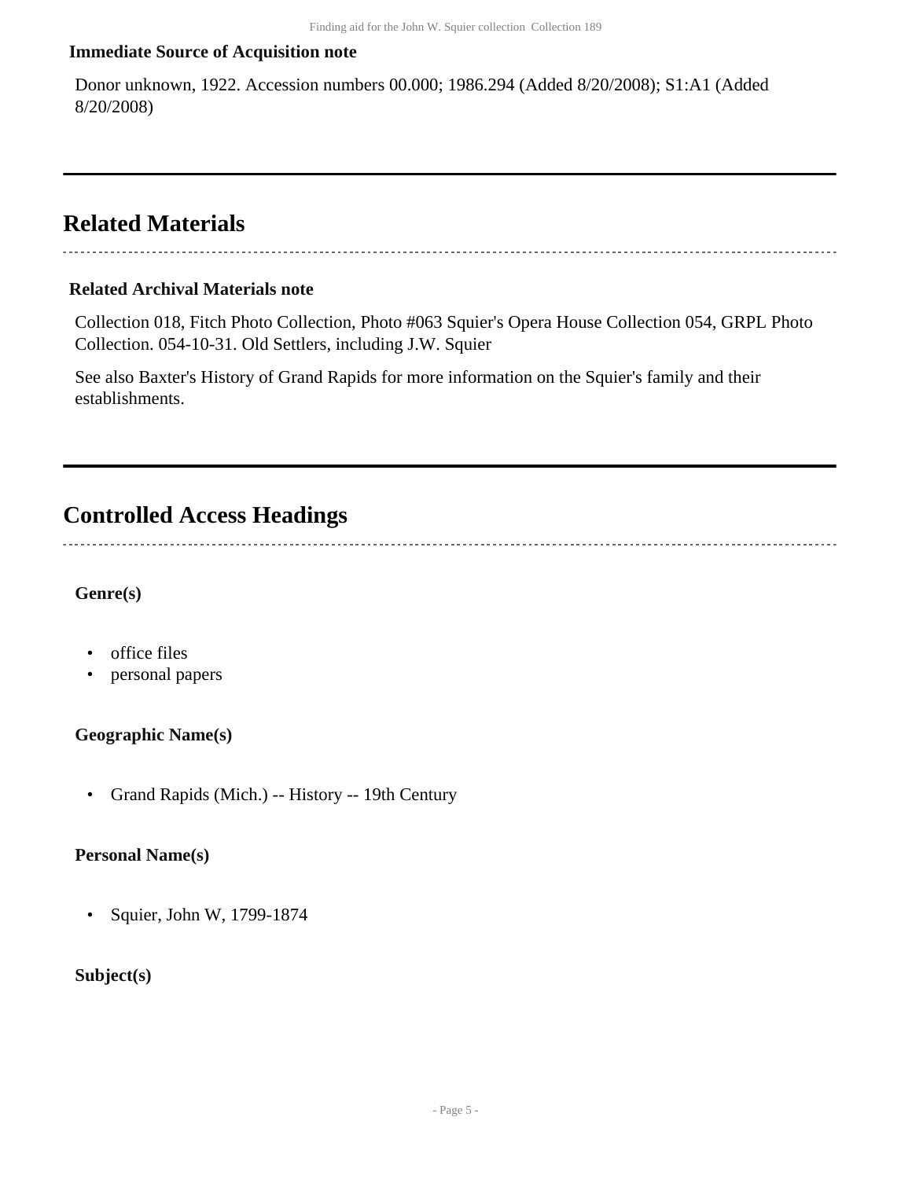**Immediate Source of Acquisition note**

Donor unknown, 1922. Accession numbers 00.000; 1986.294 (Added 8/20/2008); S1:A1 (Added 8/20/2008)

## Related Materials

**Related Archival Materials note**

Collection 018, Fitch Photo Collection, Photo #063 Squier's Opera House Collection 054, GRPL Photo Collection. 054-10-31. Old Settlers, including J.W. Squier

See also Baxter's History of Grand Rapids for more information on the Squier's family and their establishments.

## Controlled Access Headings

**Genre(s)**

- office files
- personal papers

**Geographic Name(s)**

- Grand Rapids (Mich.) -- History -- 19th Century

**Personal Name(s)**

- Squier, John W, 1799-1874

**Subject(s)**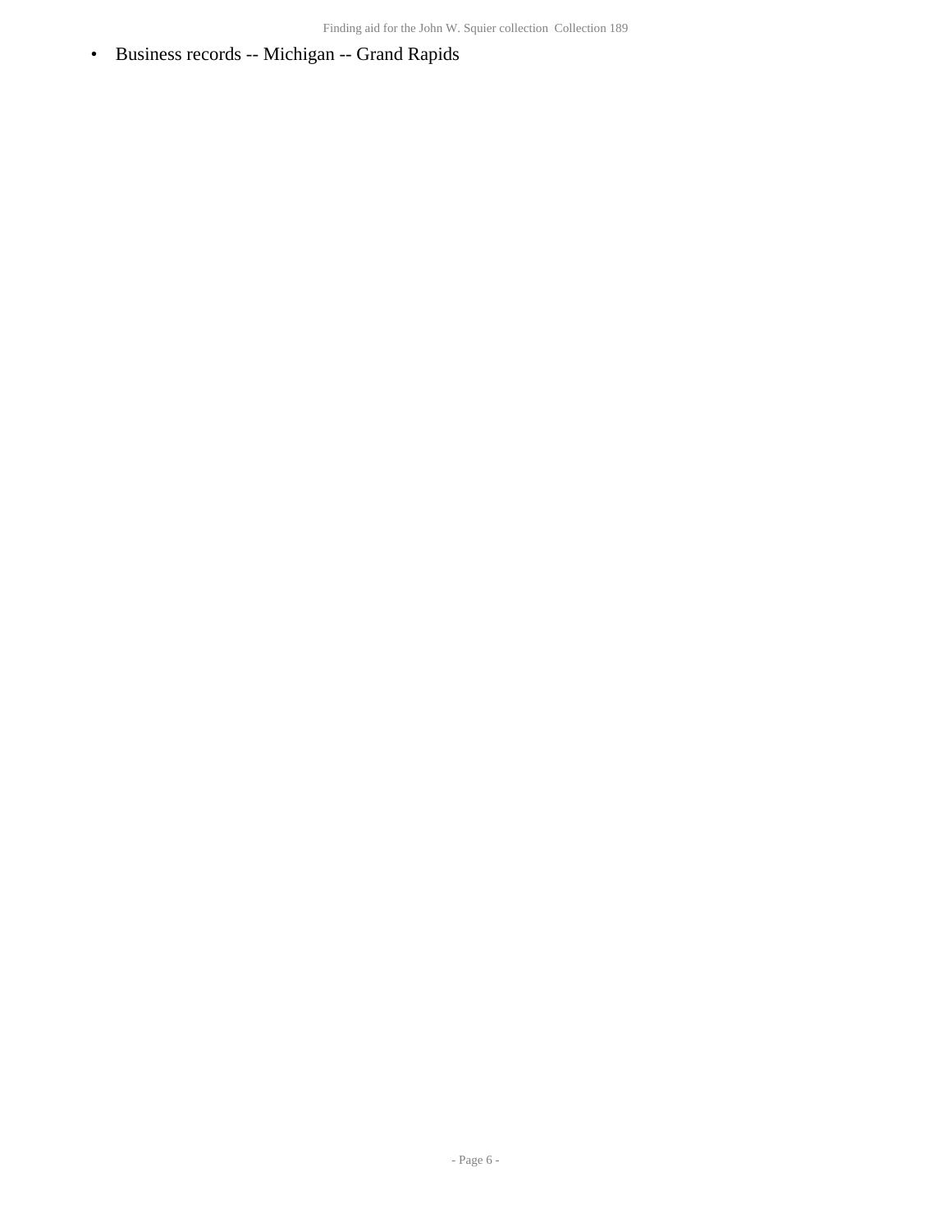- Business records -- Michigan -- Grand Rapids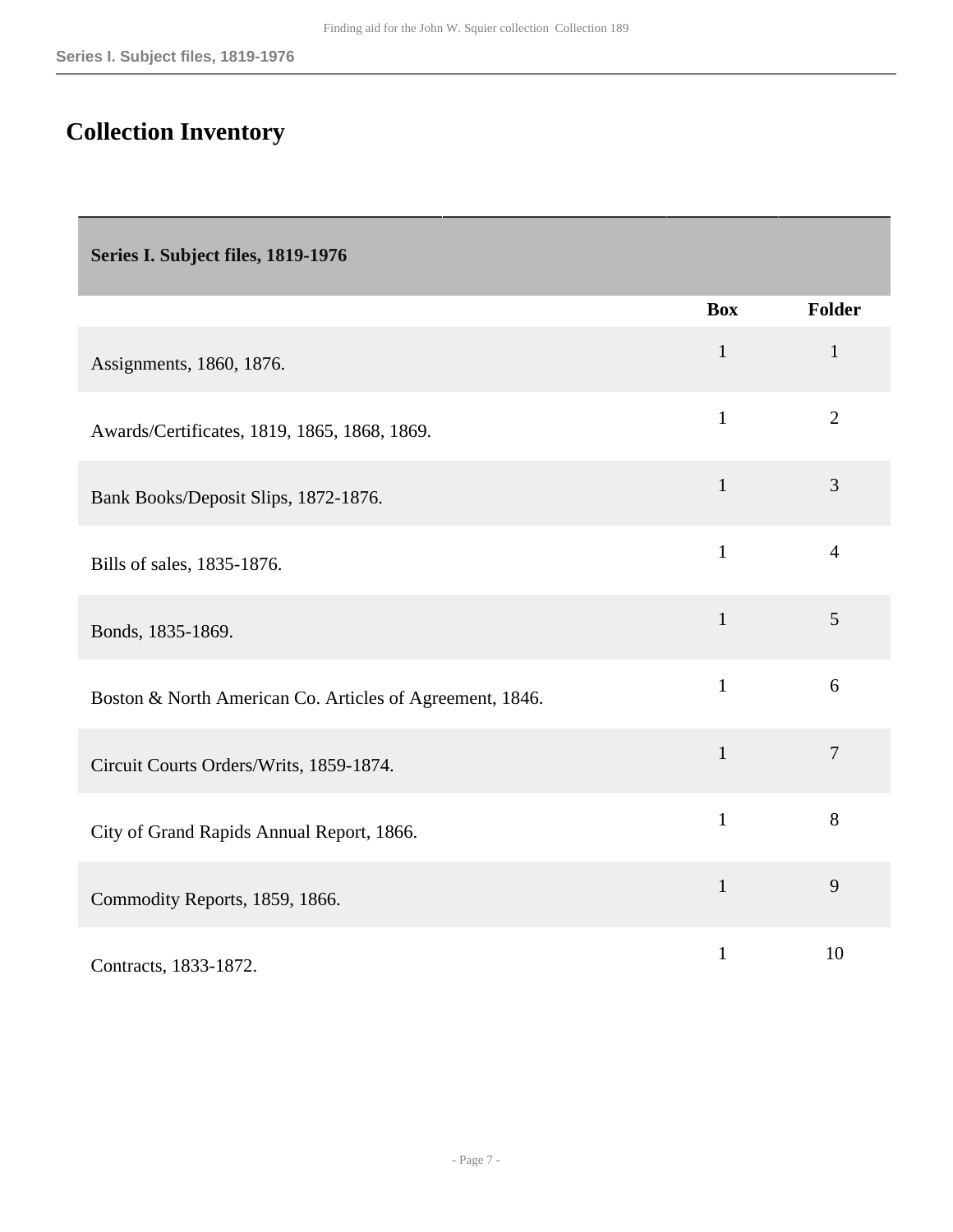## Collection Inventory

| Series I. Subject files, 1819-1976 | | |
|---|---|---|
| | **Box** | **Folder** |
| Assignments, 1860, 1876. | 1 | 1 |
| Awards/Certificates, 1819, 1865, 1868, 1869. | 1 | 2 |
| Bank Books/Deposit Slips, 1872-1876. | 1 | 3 |
| Bills of sales, 1835-1876. | 1 | 4 |
| Bonds, 1835-1869. | 1 | 5 |
| Boston & North American Co. Articles of Agreement, 1846. | 1 | 6 |
| Circuit Courts Orders/Writs, 1859-1874. | 1 | 7 |
| City of Grand Rapids Annual Report, 1866. | 1 | 8 |
| Commodity Reports, 1859, 1866. | 1 | 9 |
| Contracts, 1833-1872. | 1 | 10 |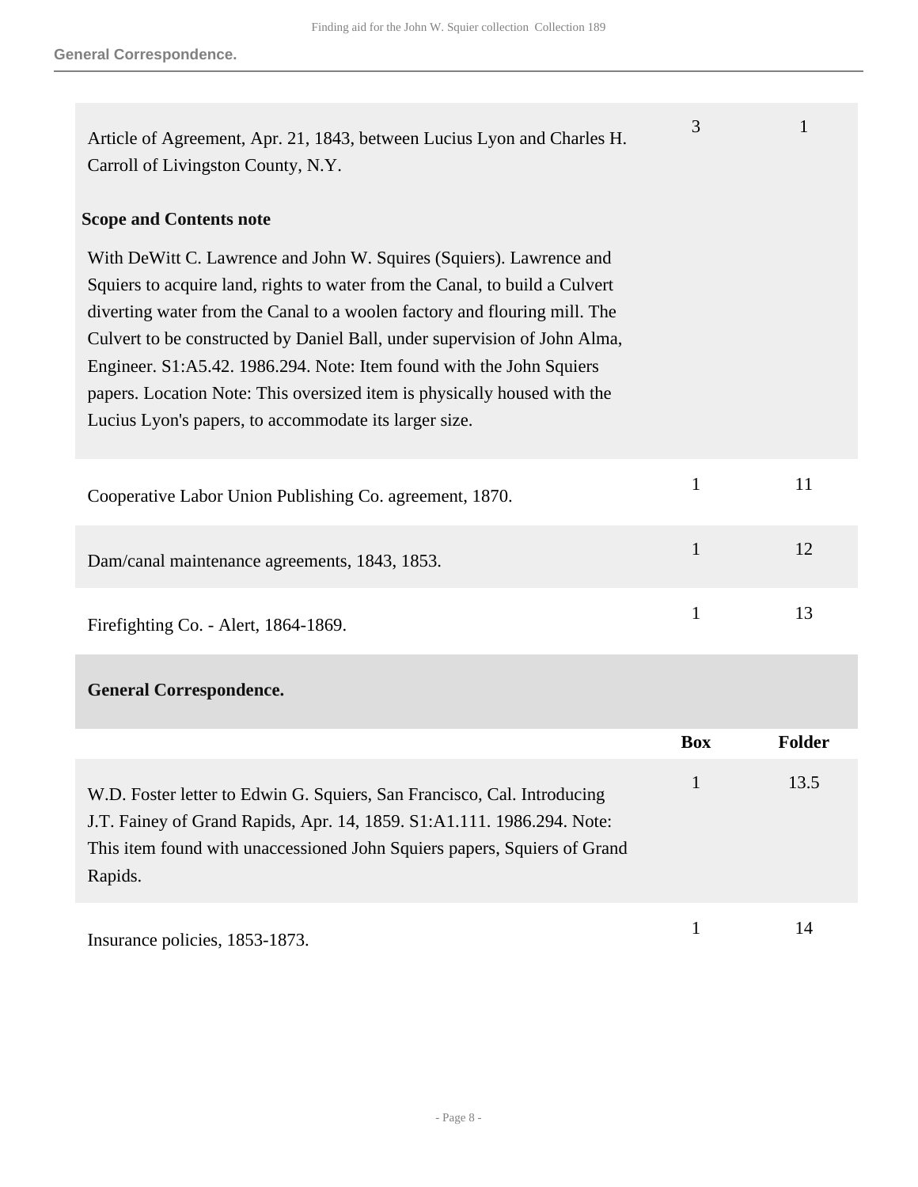| | Box | Folder |
|---|---|---|
| Article of Agreement, Apr. 21, 1843, between Lucius Lyon and Charles H. Carroll of Livingston County, N.Y. | 3 | 1 |

**Scope and Contents note**

With DeWitt C. Lawrence and John W. Squires (Squiers). Lawrence and Squiers to acquire land, rights to water from the Canal, to build a Culvert diverting water from the Canal to a woolen factory and flouring mill. The Culvert to be constructed by Daniel Ball, under supervision of John Alma, Engineer. S1:A5.42. 1986.294. Note: Item found with the John Squiers papers. Location Note: This oversized item is physically housed with the Lucius Lyon's papers, to accommodate its larger size.

| | Box | Folder |
|---|---|---|
| Cooperative Labor Union Publishing Co. agreement, 1870. | 1 | 11 |
| Dam/canal maintenance agreements, 1843, 1853. | 1 | 12 |
| Firefighting Co. - Alert, 1864-1869. | 1 | 13 |

**General Correspondence.**

| | Box | Folder |
|---|---|---|
| W.D. Foster letter to Edwin G. Squiers, San Francisco, Cal. Introducing J.T. Fainey of Grand Rapids, Apr. 14, 1859. S1:A1.111. 1986.294. Note: This item found with unaccessioned John Squiers papers, Squiers of Grand Rapids. | 1 | 13.5 |
| Insurance policies, 1853-1873. | 1 | 14 |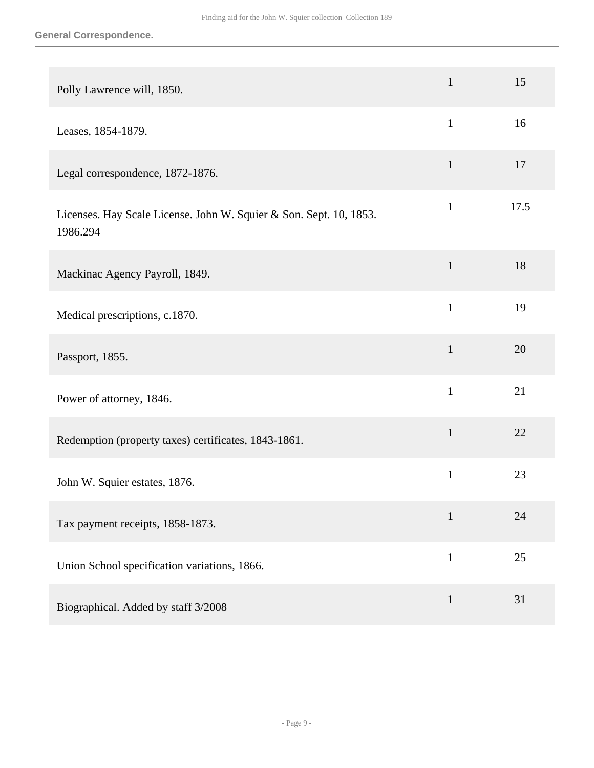**General Correspondence.**

| Description | Box | Folder |
| --- | --- | --- |
| Polly Lawrence will, 1850. | 1 | 15 |
| Leases, 1854-1879. | 1 | 16 |
| Legal correspondence, 1872-1876. | 1 | 17 |
| Licenses. Hay Scale License. John W. Squier & Son. Sept. 10, 1853. 1986.294 | 1 | 17.5 |
| Mackinac Agency Payroll, 1849. | 1 | 18 |
| Medical prescriptions, c.1870. | 1 | 19 |
| Passport, 1855. | 1 | 20 |
| Power of attorney, 1846. | 1 | 21 |
| Redemption (property taxes) certificates, 1843-1861. | 1 | 22 |
| John W. Squier estates, 1876. | 1 | 23 |
| Tax payment receipts, 1858-1873. | 1 | 24 |
| Union School specification variations, 1866. | 1 | 25 |
| Biographical. Added by staff 3/2008 | 1 | 31 |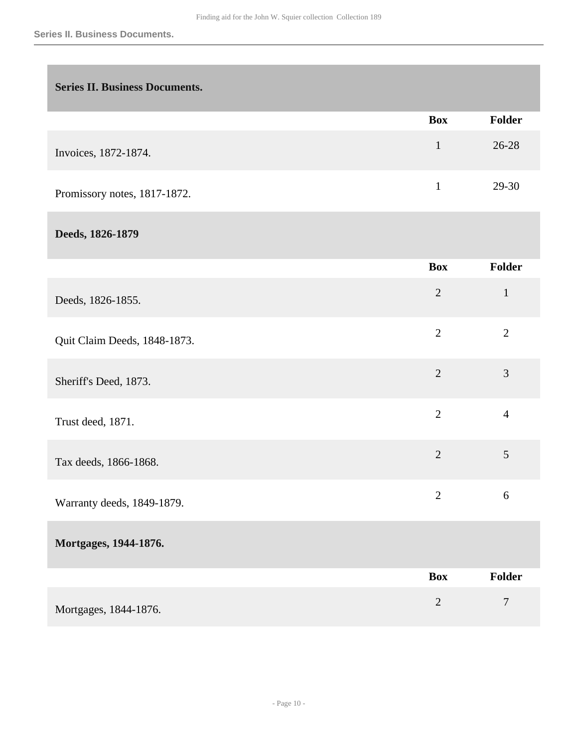## Series II. Business Documents.

| | Box | Folder |
|---|---|---|
| Invoices, 1872-1874. | 1 | 26-28 |
| Promissory notes, 1817-1872. | 1 | 29-30 |

### Deeds, 1826-1879

| | Box | Folder |
|---|---|---|
| Deeds, 1826-1855. | 2 | 1 |
| Quit Claim Deeds, 1848-1873. | 2 | 2 |
| Sheriff's Deed, 1873. | 2 | 3 |
| Trust deed, 1871. | 2 | 4 |
| Tax deeds, 1866-1868. | 2 | 5 |
| Warranty deeds, 1849-1879. | 2 | 6 |

### Mortgages, 1944-1876.

| | Box | Folder |
|---|---|---|
| Mortgages, 1844-1876. | 2 | 7 |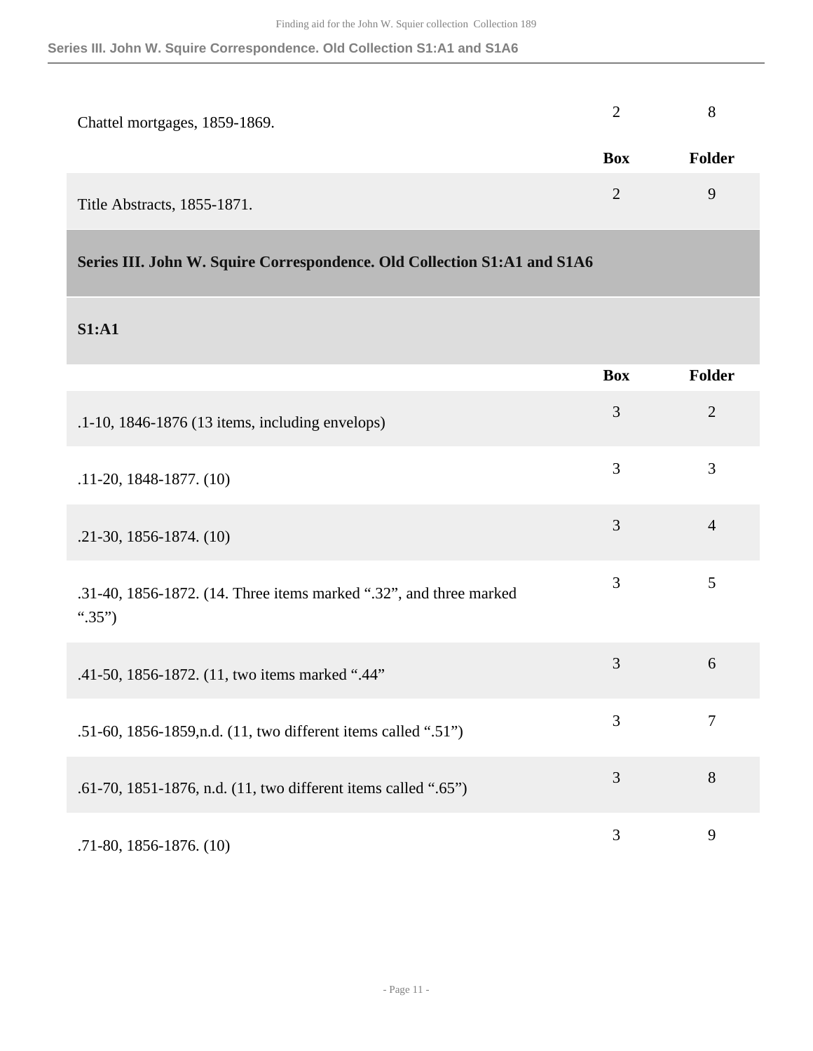| | Box | Folder |
|---|---|---|
| Chattel mortgages, 1859-1869. | 2 | 8 |
| Title Abstracts, 1855-1871. | 2 | 9 |

## Series III. John W. Squire Correspondence. Old Collection S1:A1 and S1A6

### S1:A1

| | Box | Folder |
|---|---|---|
| .1-10, 1846-1876 (13 items, including envelops) | 3 | 2 |
| .11-20, 1848-1877. (10) | 3 | 3 |
| .21-30, 1856-1874. (10) | 3 | 4 |
| .31-40, 1856-1872. (14. Three items marked ".32", and three marked ".35") | 3 | 5 |
| .41-50, 1856-1872. (11, two items marked ".44" | 3 | 6 |
| .51-60, 1856-1859,n.d. (11, two different items called ".51") | 3 | 7 |
| .61-70, 1851-1876, n.d. (11, two different items called ".65") | 3 | 8 |
| .71-80, 1856-1876. (10) | 3 | 9 |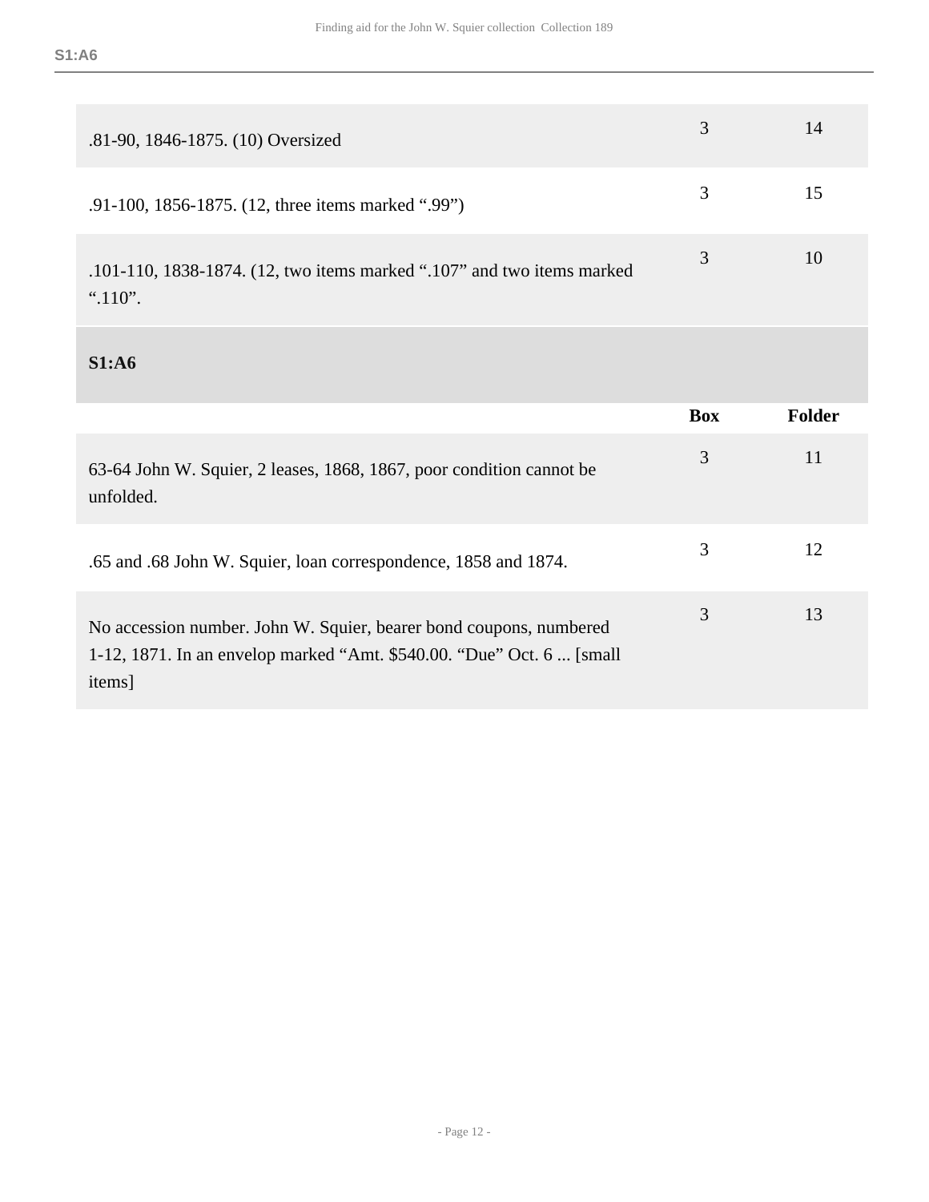| | Box | Folder |
|---|---|---|
| .81-90, 1846-1875. (10) Oversized | 3 | 14 |
| .91-100, 1856-1875. (12, three items marked “.99”) | 3 | 15 |
| .101-110, 1838-1874. (12, two items marked “.107” and two items marked “.110”. | 3 | 10 |

**S1:A6**

| | Box | Folder |
|---|---|---|
| 63-64 John W. Squier, 2 leases, 1868, 1867, poor condition cannot be unfolded. | 3 | 11 |
| .65 and .68 John W. Squier, loan correspondence, 1858 and 1874. | 3 | 12 |
| No accession number. John W. Squier, bearer bond coupons, numbered 1-12, 1871. In an envelop marked “Amt. $540.00. “Due” Oct. 6 ... [small items] | 3 | 13 |